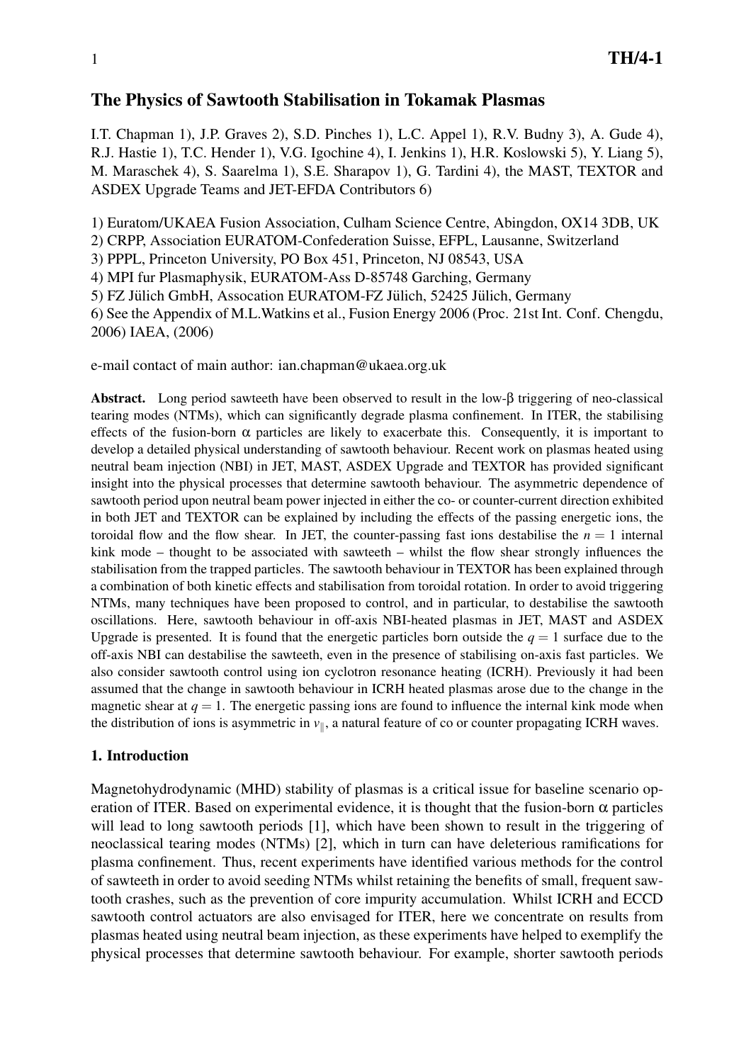# The Physics of Sawtooth Stabilisation in Tokamak Plasmas

I.T. Chapman 1), J.P. Graves 2), S.D. Pinches 1), L.C. Appel 1), R.V. Budny 3), A. Gude 4), R.J. Hastie 1), T.C. Hender 1), V.G. Igochine 4), I. Jenkins 1), H.R. Koslowski 5), Y. Liang 5), M. Maraschek 4), S. Saarelma 1), S.E. Sharapov 1), G. Tardini 4), the MAST, TEXTOR and ASDEX Upgrade Teams and JET-EFDA Contributors 6)

1) Euratom/UKAEA Fusion Association, Culham Science Centre, Abingdon, OX14 3DB, UK
2) CRPP, Association EURATOM-Confederation Suisse, EFPL, Lausanne, Switzerland
3) PPPL, Princeton University, PO Box 451, Princeton, NJ 08543, USA
4) MPI fur Plasmaphysik, EURATOM-Ass D-85748 Garching, Germany
5) FZ Jülich GmbH, Assocation EURATOM-FZ Jülich, 52425 Jülich, Germany
6) See the Appendix of M.L.Watkins et al., Fusion Energy 2006 (Proc. 21st Int. Conf. Chengdu, 2006) IAEA, (2006)

e-mail contact of main author: ian.chapman@ukaea.org.uk

**Abstract.** Long period sawteeth have been observed to result in the low-$\beta$ triggering of neo-classical tearing modes (NTMs), which can significantly degrade plasma confinement. In ITER, the stabilising effects of the fusion-born $\alpha$ particles are likely to exacerbate this. Consequently, it is important to develop a detailed physical understanding of sawtooth behaviour. Recent work on plasmas heated using neutral beam injection (NBI) in JET, MAST, ASDEX Upgrade and TEXTOR has provided significant insight into the physical processes that determine sawtooth behaviour. The asymmetric dependence of sawtooth period upon neutral beam power injected in either the co- or counter-current direction exhibited in both JET and TEXTOR can be explained by including the effects of the passing energetic ions, the toroidal flow and the flow shear. In JET, the counter-passing fast ions destabilise the $n = 1$ internal kink mode – thought to be associated with sawteeth – whilst the flow shear strongly influences the stabilisation from the trapped particles. The sawtooth behaviour in TEXTOR has been explained through a combination of both kinetic effects and stabilisation from toroidal rotation. In order to avoid triggering NTMs, many techniques have been proposed to control, and in particular, to destabilise the sawtooth oscillations. Here, sawtooth behaviour in off-axis NBI-heated plasmas in JET, MAST and ASDEX Upgrade is presented. It is found that the energetic particles born outside the $q = 1$ surface due to the off-axis NBI can destabilise the sawteeth, even in the presence of stabilising on-axis fast particles. We also consider sawtooth control using ion cyclotron resonance heating (ICRH). Previously it had been assumed that the change in sawtooth behaviour in ICRH heated plasmas arose due to the change in the magnetic shear at $q = 1$. The energetic passing ions are found to influence the internal kink mode when the distribution of ions is asymmetric in $v_{\|}$, a natural feature of co or counter propagating ICRH waves.

## 1. Introduction

Magnetohydrodynamic (MHD) stability of plasmas is a critical issue for baseline scenario operation of ITER. Based on experimental evidence, it is thought that the fusion-born $\alpha$ particles will lead to long sawtooth periods [1], which have been shown to result in the triggering of neoclassical tearing modes (NTMs) [2], which in turn can have deleterious ramifications for plasma confinement. Thus, recent experiments have identified various methods for the control of sawteeth in order to avoid seeding NTMs whilst retaining the benefits of small, frequent sawtooth crashes, such as the prevention of core impurity accumulation. Whilst ICRH and ECCD sawtooth control actuators are also envisaged for ITER, here we concentrate on results from plasmas heated using neutral beam injection, as these experiments have helped to exemplify the physical processes that determine sawtooth behaviour. For example, shorter sawtooth periods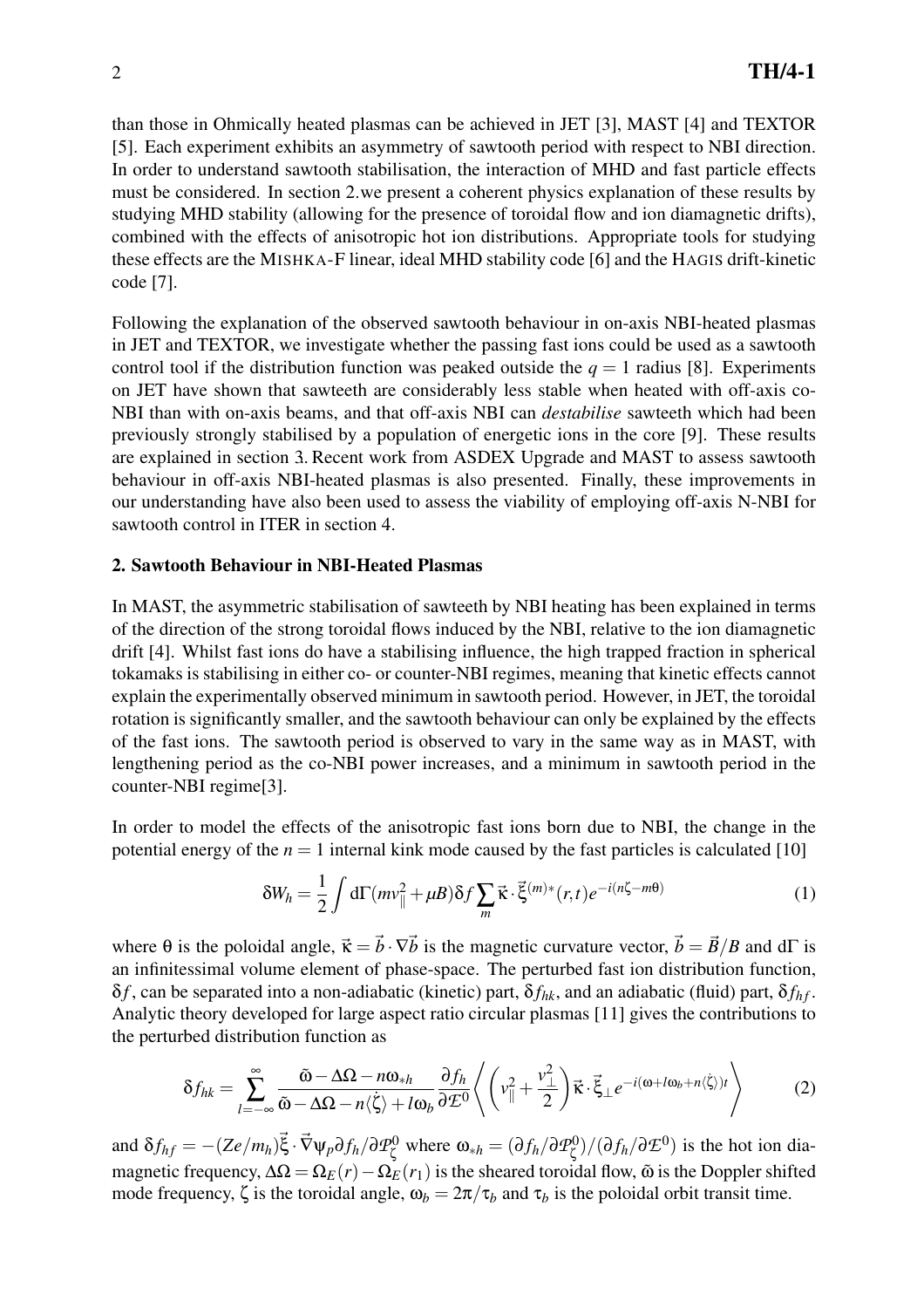than those in Ohmically heated plasmas can be achieved in JET [3], MAST [4] and TEXTOR [5]. Each experiment exhibits an asymmetry of sawtooth period with respect to NBI direction. In order to understand sawtooth stabilisation, the interaction of MHD and fast particle effects must be considered. In section 2.we present a coherent physics explanation of these results by studying MHD stability (allowing for the presence of toroidal flow and ion diamagnetic drifts), combined with the effects of anisotropic hot ion distributions. Appropriate tools for studying these effects are the MISHKA-F linear, ideal MHD stability code [6] and the HAGIS drift-kinetic code [7].

Following the explanation of the observed sawtooth behaviour in on-axis NBI-heated plasmas in JET and TEXTOR, we investigate whether the passing fast ions could be used as a sawtooth control tool if the distribution function was peaked outside the $q = 1$ radius [8]. Experiments on JET have shown that sawteeth are considerably less stable when heated with off-axis co-NBI than with on-axis beams, and that off-axis NBI can *destabilise* sawteeth which had been previously strongly stabilised by a population of energetic ions in the core [9]. These results are explained in section 3. Recent work from ASDEX Upgrade and MAST to assess sawtooth behaviour in off-axis NBI-heated plasmas is also presented. Finally, these improvements in our understanding have also been used to assess the viability of employing off-axis N-NBI for sawtooth control in ITER in section 4.

## 2. Sawtooth Behaviour in NBI-Heated Plasmas

In MAST, the asymmetric stabilisation of sawteeth by NBI heating has been explained in terms of the direction of the strong toroidal flows induced by the NBI, relative to the ion diamagnetic drift [4]. Whilst fast ions do have a stabilising influence, the high trapped fraction in spherical tokamaks is stabilising in either co- or counter-NBI regimes, meaning that kinetic effects cannot explain the experimentally observed minimum in sawtooth period. However, in JET, the toroidal rotation is significantly smaller, and the sawtooth behaviour can only be explained by the effects of the fast ions. The sawtooth period is observed to vary in the same way as in MAST, with lengthening period as the co-NBI power increases, and a minimum in sawtooth period in the counter-NBI regime[3].

In order to model the effects of the anisotropic fast ions born due to NBI, the change in the potential energy of the $n = 1$ internal kink mode caused by the fast particles is calculated [10]

$$\delta W_h = \frac{1}{2}\int d\Gamma (mv_{\parallel}^2 + \mu B)\delta f \sum_m \vec{\kappa}\cdot\vec{\xi}^{(m)*}(r,t)e^{-i(n\zeta - m\theta)} \tag{1}$$

where $\theta$ is the poloidal angle, $\vec{\kappa} = \vec{b}\cdot\nabla\vec{b}$ is the magnetic curvature vector, $\vec{b} = \vec{B}/B$ and $d\Gamma$ is an infinitessimal volume element of phase-space. The perturbed fast ion distribution function, $\delta f$, can be separated into a non-adiabatic (kinetic) part, $\delta f_{hk}$, and an adiabatic (fluid) part, $\delta f_{hf}$. Analytic theory developed for large aspect ratio circular plasmas [11] gives the contributions to the perturbed distribution function as

$$\delta f_{hk} = \sum_{l=-\infty}^{\infty} \frac{\tilde{\omega} - \Delta\Omega - n\omega_{*h}}{\tilde{\omega} - \Delta\Omega - n\langle\dot{\zeta}\rangle + l\omega_b}\frac{\partial f_h}{\partial \mathcal{E}^0}\left\langle \left(v_{\parallel}^2 + \frac{v_{\perp}^2}{2}\right)\vec{\kappa}\cdot\vec{\xi}_{\perp}e^{-i(\omega + l\omega_b + n\langle\dot{\zeta}\rangle)t}\right\rangle \tag{2}$$

and $\delta f_{hf} = -(Ze/m_h)\vec{\xi}\cdot\vec{\nabla}\psi_p \partial f_h/\partial \mathcal{P}_{\zeta}^0$ where $\omega_{*h} = (\partial f_h/\partial \mathcal{P}_{\zeta}^0)/(\partial f_h/\partial \mathcal{E}^0)$ is the hot ion diamagnetic frequency, $\Delta\Omega = \Omega_E(r) - \Omega_E(r_1)$ is the sheared toroidal flow, $\tilde{\omega}$ is the Doppler shifted mode frequency, $\zeta$ is the toroidal angle, $\omega_b = 2\pi/\tau_b$ and $\tau_b$ is the poloidal orbit transit time.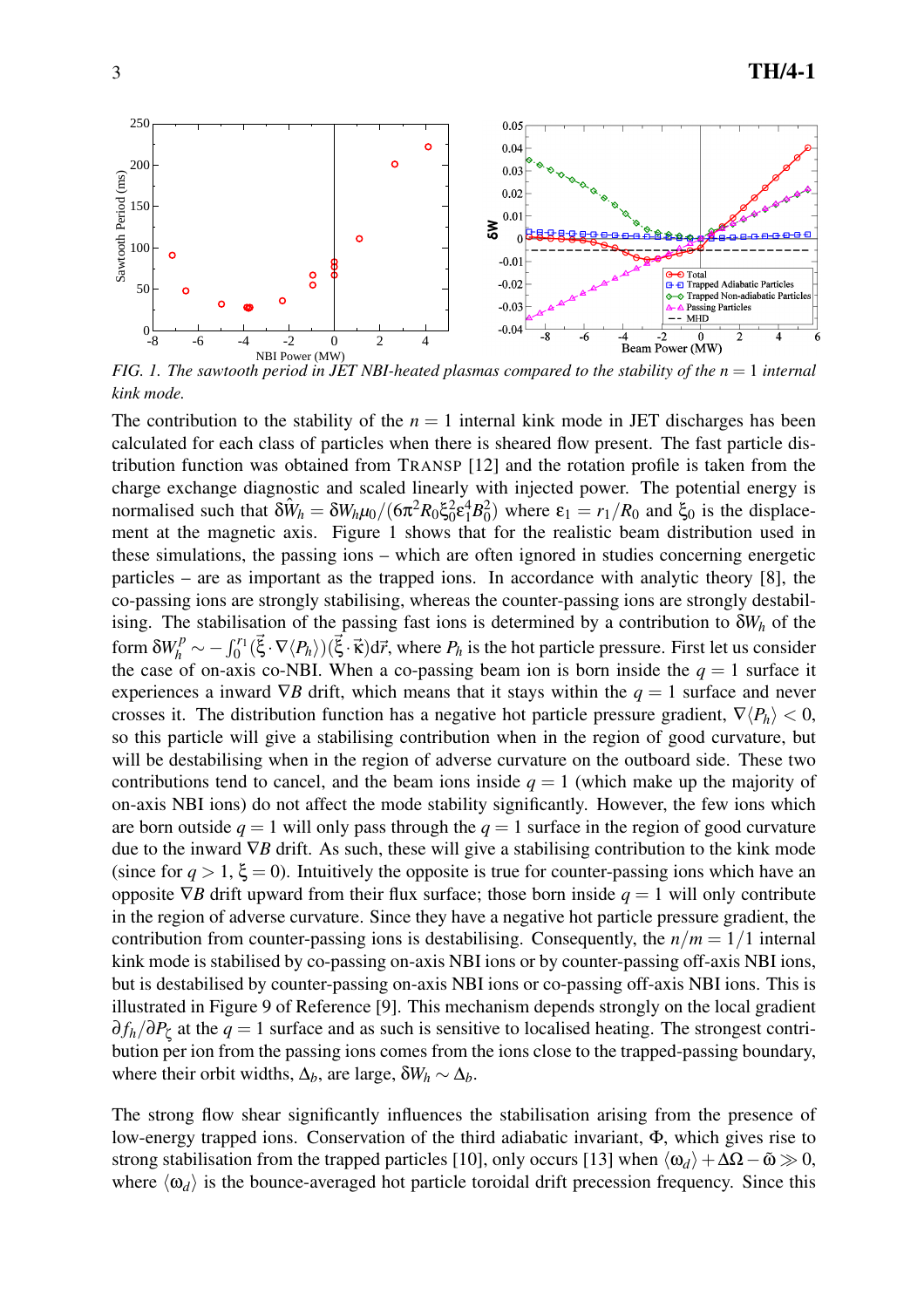*FIG. 1. The sawtooth period in JET NBI-heated plasmas compared to the stability of the $n = 1$ internal kink mode.*

The contribution to the stability of the $n = 1$ internal kink mode in JET discharges has been calculated for each class of particles when there is sheared flow present. The fast particle distribution function was obtained from TRANSP [12] and the rotation profile is taken from the charge exchange diagnostic and scaled linearly with injected power. The potential energy is normalised such that $\delta\hat{W}_h = \delta W_h \mu_0/(6\pi^2 R_0 \xi_0^2 \varepsilon_1^4 B_0^2)$ where $\varepsilon_1 = r_1/R_0$ and $\xi_0$ is the displacement at the magnetic axis. Figure 1 shows that for the realistic beam distribution used in these simulations, the passing ions – which are often ignored in studies concerning energetic particles – are as important as the trapped ions. In accordance with analytic theory [8], the co-passing ions are strongly stabilising, whereas the counter-passing ions are strongly destabilising. The stabilisation of the passing fast ions is determined by a contribution to $\delta W_h$ of the form $\delta W_h^p \sim -\int_0^{r_1}(\vec{\xi}\cdot\nabla\langle P_h\rangle)(\vec{\xi}\cdot\vec{\kappa})\mathrm{d}\vec{r}$, where $P_h$ is the hot particle pressure. First let us consider the case of on-axis co-NBI. When a co-passing beam ion is born inside the $q = 1$ surface it experiences a inward $\nabla B$ drift, which means that it stays within the $q = 1$ surface and never crosses it. The distribution function has a negative hot particle pressure gradient, $\nabla\langle P_h\rangle < 0$, so this particle will give a stabilising contribution when in the region of good curvature, but will be destabilising when in the region of adverse curvature on the outboard side. These two contributions tend to cancel, and the beam ions inside $q = 1$ (which make up the majority of on-axis NBI ions) do not affect the mode stability significantly. However, the few ions which are born outside $q = 1$ will only pass through the $q = 1$ surface in the region of good curvature due to the inward $\nabla B$ drift. As such, these will give a stabilising contribution to the kink mode (since for $q > 1$, $\xi = 0$). Intuitively the opposite is true for counter-passing ions which have an opposite $\nabla B$ drift upward from their flux surface; those born inside $q = 1$ will only contribute in the region of adverse curvature. Since they have a negative hot particle pressure gradient, the contribution from counter-passing ions is destabilising. Consequently, the $n/m = 1/1$ internal kink mode is stabilised by co-passing on-axis NBI ions or by counter-passing off-axis NBI ions, but is destabilised by counter-passing on-axis NBI ions or co-passing off-axis NBI ions. This is illustrated in Figure 9 of Reference [9]. This mechanism depends strongly on the local gradient $\partial f_h/\partial P_\zeta$ at the $q = 1$ surface and as such is sensitive to localised heating. The strongest contribution per ion from the passing ions comes from the ions close to the trapped-passing boundary, where their orbit widths, $\Delta_b$, are large, $\delta W_h \sim \Delta_b$.

The strong flow shear significantly influences the stabilisation arising from the presence of low-energy trapped ions. Conservation of the third adiabatic invariant, $\Phi$, which gives rise to strong stabilisation from the trapped particles [10], only occurs [13] when $\langle\omega_d\rangle + \Delta\Omega - \tilde{\omega} \gg 0$, where $\langle\omega_d\rangle$ is the bounce-averaged hot particle toroidal drift precession frequency. Since this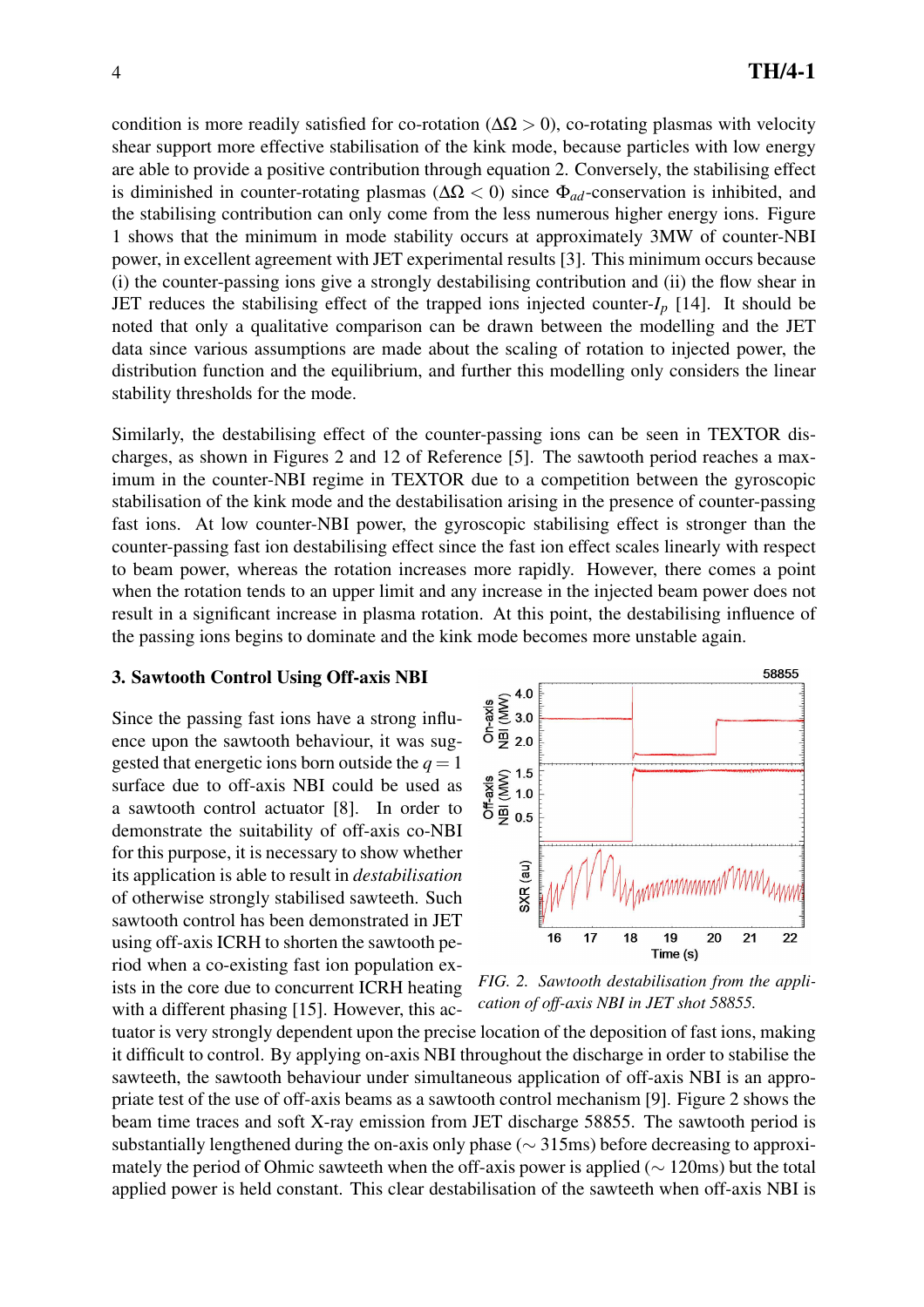condition is more readily satisfied for co-rotation ($\Delta\Omega > 0$), co-rotating plasmas with velocity shear support more effective stabilisation of the kink mode, because particles with low energy are able to provide a positive contribution through equation 2. Conversely, the stabilising effect is diminished in counter-rotating plasmas ($\Delta\Omega < 0$) since $\Phi_{ad}$-conservation is inhibited, and the stabilising contribution can only come from the less numerous higher energy ions. Figure 1 shows that the minimum in mode stability occurs at approximately 3MW of counter-NBI power, in excellent agreement with JET experimental results [3]. This minimum occurs because (i) the counter-passing ions give a strongly destabilising contribution and (ii) the flow shear in JET reduces the stabilising effect of the trapped ions injected counter-$I_p$ [14]. It should be noted that only a qualitative comparison can be drawn between the modelling and the JET data since various assumptions are made about the scaling of rotation to injected power, the distribution function and the equilibrium, and further this modelling only considers the linear stability thresholds for the mode.

Similarly, the destabilising effect of the counter-passing ions can be seen in TEXTOR discharges, as shown in Figures 2 and 12 of Reference [5]. The sawtooth period reaches a maximum in the counter-NBI regime in TEXTOR due to a competition between the gyroscopic stabilisation of the kink mode and the destabilisation arising in the presence of counter-passing fast ions. At low counter-NBI power, the gyroscopic stabilising effect is stronger than the counter-passing fast ion destabilising effect since the fast ion effect scales linearly with respect to beam power, whereas the rotation increases more rapidly. However, there comes a point when the rotation tends to an upper limit and any increase in the injected beam power does not result in a significant increase in plasma rotation. At this point, the destabilising influence of the passing ions begins to dominate and the kink mode becomes more unstable again.

### 3. Sawtooth Control Using Off-axis NBI

Since the passing fast ions have a strong influence upon the sawtooth behaviour, it was suggested that energetic ions born outside the $q = 1$ surface due to off-axis NBI could be used as a sawtooth control actuator [8]. In order to demonstrate the suitability of off-axis co-NBI for this purpose, it is necessary to show whether its application is able to result in *destabilisation* of otherwise strongly stabilised sawteeth. Such sawtooth control has been demonstrated in JET using off-axis ICRH to shorten the sawtooth period when a co-existing fast ion population exists in the core due to concurrent ICRH heating with a different phasing [15]. However, this actuator is very strongly dependent upon the precise location of the deposition of fast ions, making it difficult to control. By applying on-axis NBI throughout the discharge in order to stabilise the sawteeth, the sawtooth behaviour under simultaneous application of off-axis NBI is an appropriate test of the use of off-axis beams as a sawtooth control mechanism [9]. Figure 2 shows the beam time traces and soft X-ray emission from JET discharge 58855. The sawtooth period is substantially lengthened during the on-axis only phase ($\sim$ 315ms) before decreasing to approximately the period of Ohmic sawteeth when the off-axis power is applied ($\sim$ 120ms) but the total applied power is held constant. This clear destabilisation of the sawteeth when off-axis NBI is

*FIG. 2. Sawtooth destabilisation from the application of off-axis NBI in JET shot 58855.*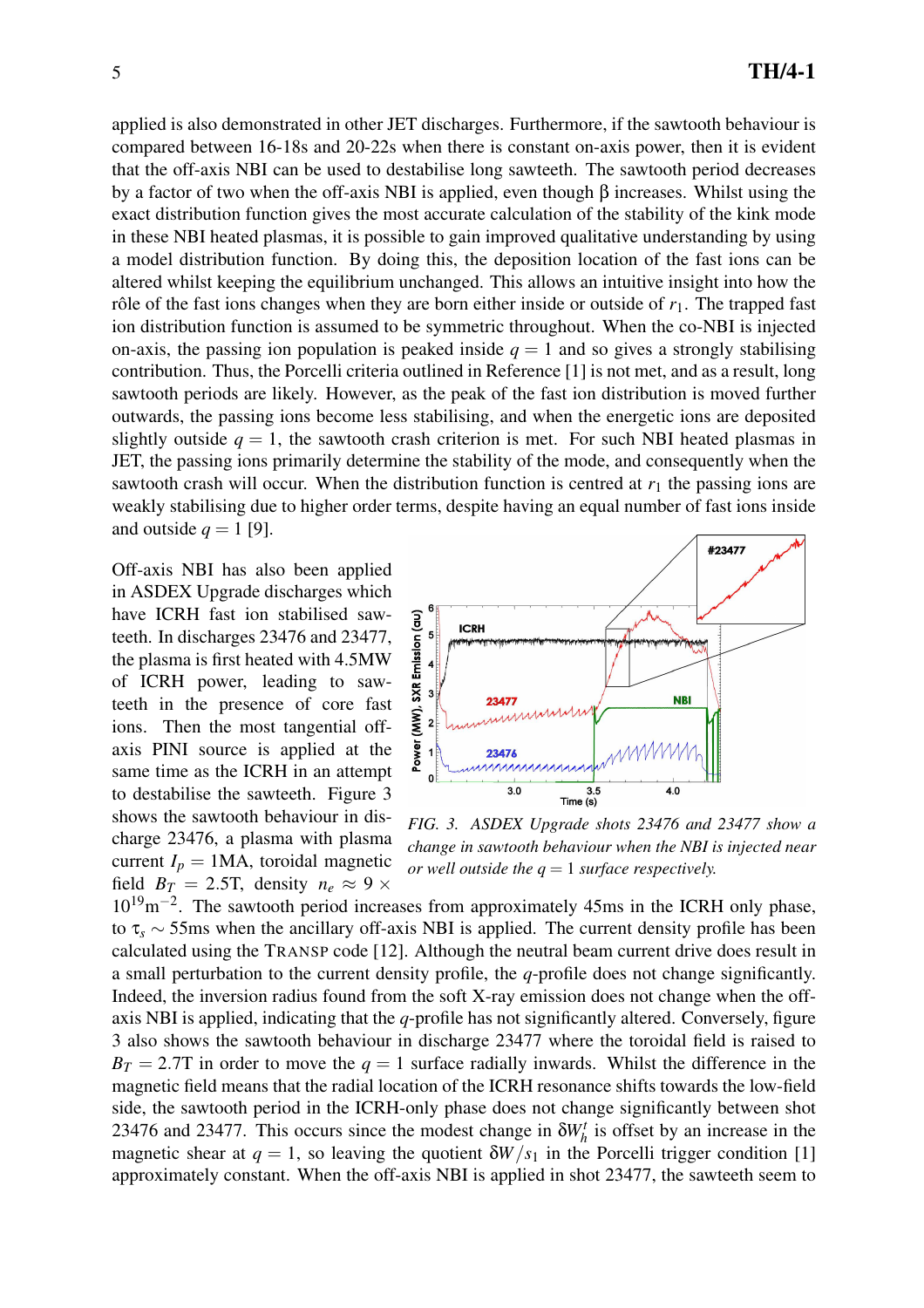applied is also demonstrated in other JET discharges. Furthermore, if the sawtooth behaviour is compared between 16-18s and 20-22s when there is constant on-axis power, then it is evident that the off-axis NBI can be used to destabilise long sawteeth. The sawtooth period decreases by a factor of two when the off-axis NBI is applied, even though β increases. Whilst using the exact distribution function gives the most accurate calculation of the stability of the kink mode in these NBI heated plasmas, it is possible to gain improved qualitative understanding by using a model distribution function. By doing this, the deposition location of the fast ions can be altered whilst keeping the equilibrium unchanged. This allows an intuitive insight into how the rôle of the fast ions changes when they are born either inside or outside of $r_1$. The trapped fast ion distribution function is assumed to be symmetric throughout. When the co-NBI is injected on-axis, the passing ion population is peaked inside $q = 1$ and so gives a strongly stabilising contribution. Thus, the Porcelli criteria outlined in Reference [1] is not met, and as a result, long sawtooth periods are likely. However, as the peak of the fast ion distribution is moved further outwards, the passing ions become less stabilising, and when the energetic ions are deposited slightly outside $q = 1$, the sawtooth crash criterion is met. For such NBI heated plasmas in JET, the passing ions primarily determine the stability of the mode, and consequently when the sawtooth crash will occur. When the distribution function is centred at $r_1$ the passing ions are weakly stabilising due to higher order terms, despite having an equal number of fast ions inside and outside $q = 1$ [9].

Off-axis NBI has also been applied in ASDEX Upgrade discharges which have ICRH fast ion stabilised sawteeth. In discharges 23476 and 23477, the plasma is first heated with 4.5MW of ICRH power, leading to sawteeth in the presence of core fast ions. Then the most tangential off-axis PINI source is applied at the same time as the ICRH in an attempt to destabilise the sawteeth. Figure 3 shows the sawtooth behaviour in discharge 23476, a plasma with plasma current $I_p = 1$MA, toroidal magnetic field $B_T = 2.5$T, density $n_e \approx 9 \times 10^{19}\mathrm{m}^{-2}$. The sawtooth period increases from approximately 45ms in the ICRH only phase, to $\tau_s \sim 55$ms when the ancillary off-axis NBI is applied. The current density profile has been calculated using the TRANSP code [12]. Although the neutral beam current drive does result in a small perturbation to the current density profile, the $q$-profile does not change significantly. Indeed, the inversion radius found from the soft X-ray emission does not change when the off-axis NBI is applied, indicating that the $q$-profile has not significantly altered. Conversely, figure 3 also shows the sawtooth behaviour in discharge 23477 where the toroidal field is raised to $B_T = 2.7$T in order to move the $q = 1$ surface radially inwards. Whilst the difference in the magnetic field means that the radial location of the ICRH resonance shifts towards the low-field side, the sawtooth period in the ICRH-only phase does not change significantly between shot 23476 and 23477. This occurs since the modest change in $\delta W_h^t$ is offset by an increase in the magnetic shear at $q = 1$, so leaving the quotient $\delta W / s_1$ in the Porcelli trigger condition [1] approximately constant. When the off-axis NBI is applied in shot 23477, the sawteeth seem to

*FIG. 3. ASDEX Upgrade shots 23476 and 23477 show a change in sawtooth behaviour when the NBI is injected near or well outside the $q = 1$ surface respectively.*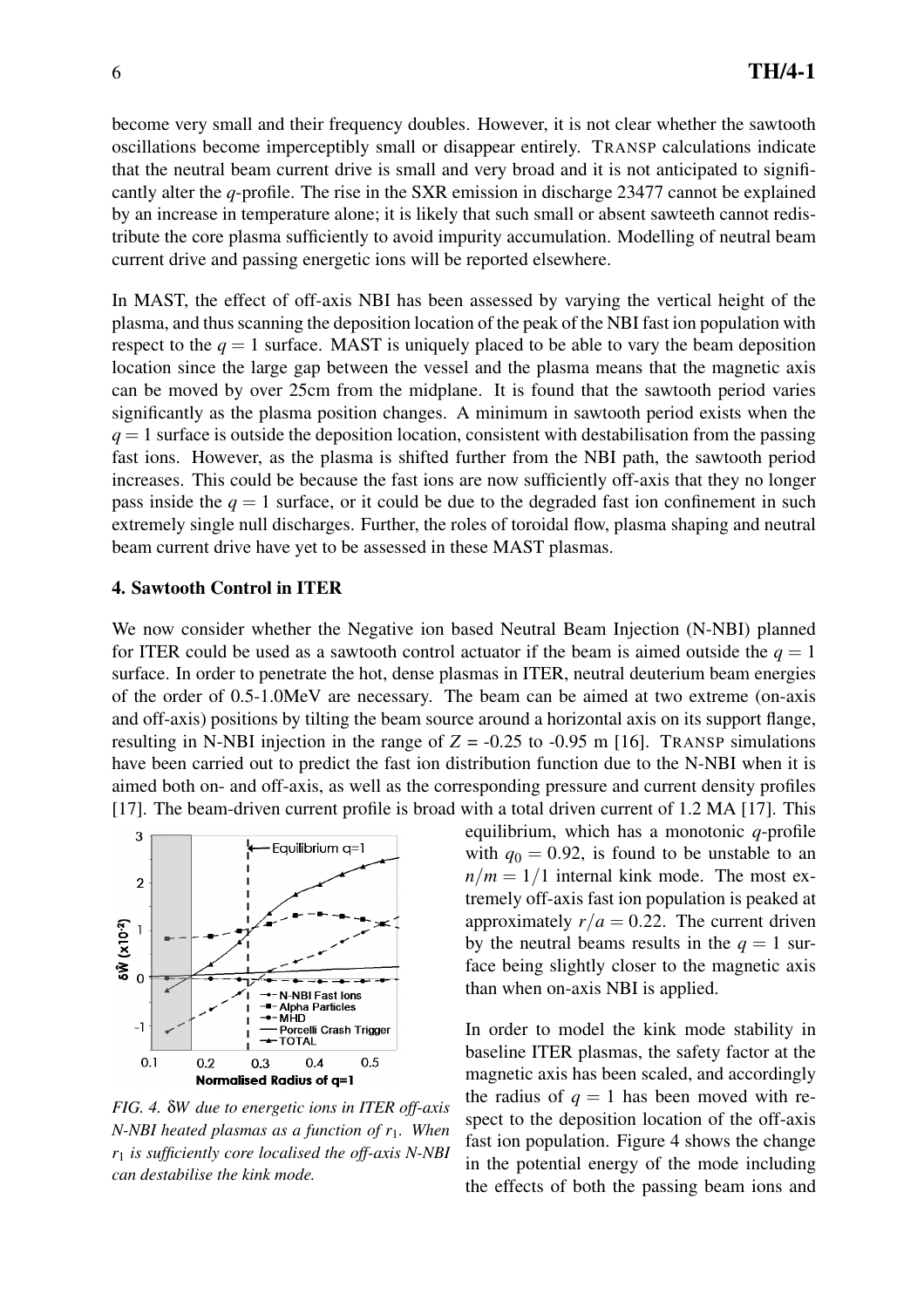become very small and their frequency doubles. However, it is not clear whether the sawtooth oscillations become imperceptibly small or disappear entirely. TRANSP calculations indicate that the neutral beam current drive is small and very broad and it is not anticipated to significantly alter the $q$-profile. The rise in the SXR emission in discharge 23477 cannot be explained by an increase in temperature alone; it is likely that such small or absent sawteeth cannot redistribute the core plasma sufficiently to avoid impurity accumulation. Modelling of neutral beam current drive and passing energetic ions will be reported elsewhere.

In MAST, the effect of off-axis NBI has been assessed by varying the vertical height of the plasma, and thus scanning the deposition location of the peak of the NBI fast ion population with respect to the $q = 1$ surface. MAST is uniquely placed to be able to vary the beam deposition location since the large gap between the vessel and the plasma means that the magnetic axis can be moved by over 25cm from the midplane. It is found that the sawtooth period varies significantly as the plasma position changes. A minimum in sawtooth period exists when the $q = 1$ surface is outside the deposition location, consistent with destabilisation from the passing fast ions. However, as the plasma is shifted further from the NBI path, the sawtooth period increases. This could be because the fast ions are now sufficiently off-axis that they no longer pass inside the $q = 1$ surface, or it could be due to the degraded fast ion confinement in such extremely single null discharges. Further, the roles of toroidal flow, plasma shaping and neutral beam current drive have yet to be assessed in these MAST plasmas.

## 4. Sawtooth Control in ITER

We now consider whether the Negative ion based Neutral Beam Injection (N-NBI) planned for ITER could be used as a sawtooth control actuator if the beam is aimed outside the $q = 1$ surface. In order to penetrate the hot, dense plasmas in ITER, neutral deuterium beam energies of the order of 0.5-1.0MeV are necessary. The beam can be aimed at two extreme (on-axis and off-axis) positions by tilting the beam source around a horizontal axis on its support flange, resulting in N-NBI injection in the range of $Z$ = -0.25 to -0.95 m [16]. TRANSP simulations have been carried out to predict the fast ion distribution function due to the N-NBI when it is aimed both on- and off-axis, as well as the corresponding pressure and current density profiles [17]. The beam-driven current profile is broad with a total driven current of 1.2 MA [17]. This equilibrium, which has a monotonic $q$-profile with $q_0 = 0.92$, is found to be unstable to an $n/m = 1/1$ internal kink mode. The most extremely off-axis fast ion population is peaked at approximately $r/a = 0.22$. The current driven by the neutral beams results in the $q = 1$ surface being slightly closer to the magnetic axis than when on-axis NBI is applied.

*FIG. 4. $\delta W$ due to energetic ions in ITER off-axis N-NBI heated plasmas as a function of $r_1$. When $r_1$ is sufficiently core localised the off-axis N-NBI can destabilise the kink mode.*

In order to model the kink mode stability in baseline ITER plasmas, the safety factor at the magnetic axis has been scaled, and accordingly the radius of $q = 1$ has been moved with respect to the deposition location of the off-axis fast ion population. Figure 4 shows the change in the potential energy of the mode including the effects of both the passing beam ions and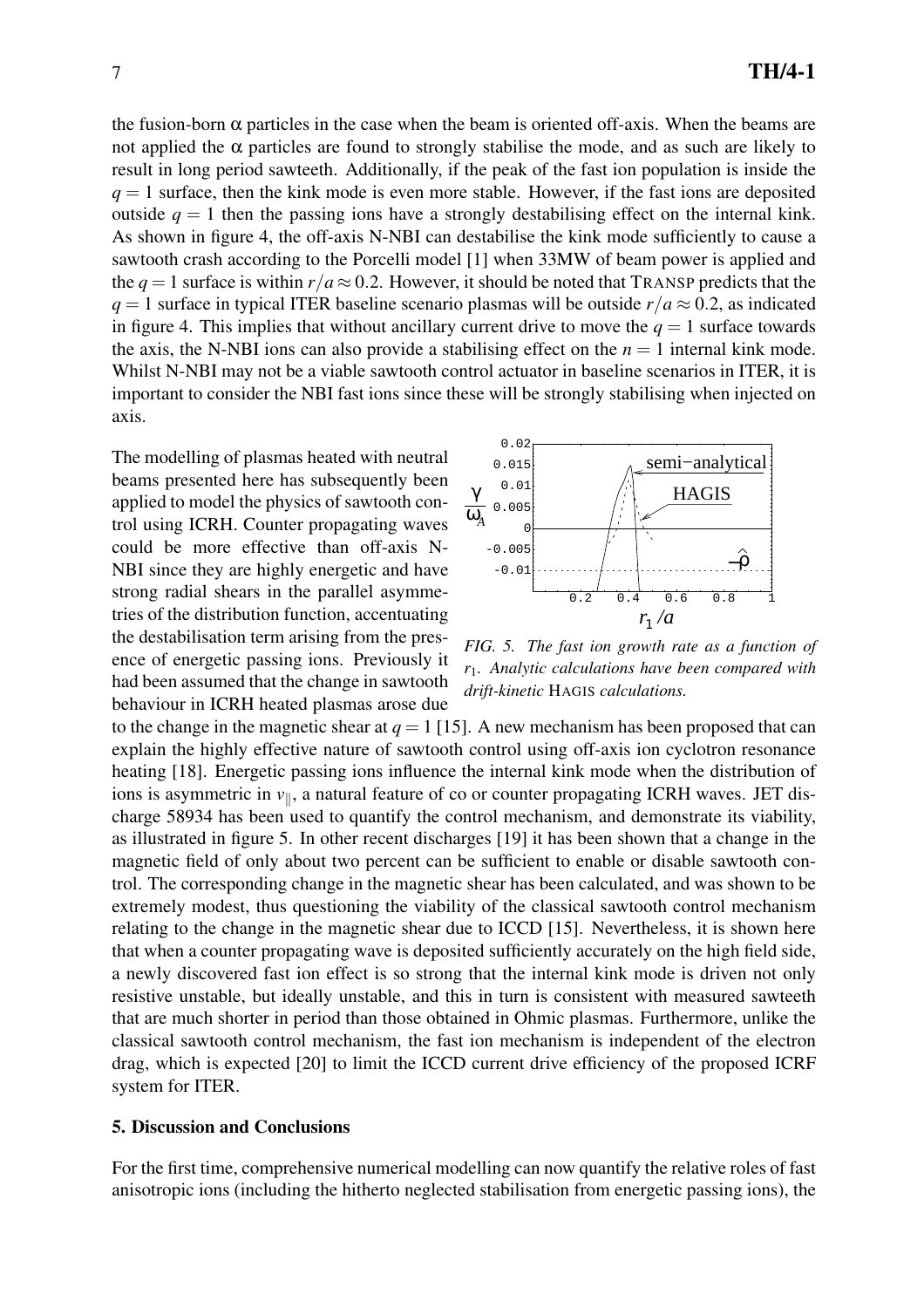the fusion-born $\alpha$ particles in the case when the beam is oriented off-axis. When the beams are not applied the $\alpha$ particles are found to strongly stabilise the mode, and as such are likely to result in long period sawteeth. Additionally, if the peak of the fast ion population is inside the $q = 1$ surface, then the kink mode is even more stable. However, if the fast ions are deposited outside $q = 1$ then the passing ions have a strongly destabilising effect on the internal kink. As shown in figure 4, the off-axis N-NBI can destabilise the kink mode sufficiently to cause a sawtooth crash according to the Porcelli model [1] when 33MW of beam power is applied and the $q = 1$ surface is within $r/a \approx 0.2$. However, it should be noted that TRANSP predicts that the $q = 1$ surface in typical ITER baseline scenario plasmas will be outside $r/a \approx 0.2$, as indicated in figure 4. This implies that without ancillary current drive to move the $q = 1$ surface towards the axis, the N-NBI ions can also provide a stabilising effect on the $n = 1$ internal kink mode. Whilst N-NBI may not be a viable sawtooth control actuator in baseline scenarios in ITER, it is important to consider the NBI fast ions since these will be strongly stabilising when injected on axis.

The modelling of plasmas heated with neutral beams presented here has subsequently been applied to model the physics of sawtooth control using ICRH. Counter propagating waves could be more effective than off-axis N-NBI since they are highly energetic and have strong radial shears in the parallel asymmetries of the distribution function, accentuating the destabilisation term arising from the presence of energetic passing ions. Previously it had been assumed that the change in sawtooth behaviour in ICRH heated plasmas arose due to the change in the magnetic shear at $q = 1$ [15]. A new mechanism has been proposed that can explain the highly effective nature of sawtooth control using off-axis ion cyclotron resonance heating [18]. Energetic passing ions influence the internal kink mode when the distribution of ions is asymmetric in $v_{\parallel}$, a natural feature of co or counter propagating ICRH waves. JET discharge 58934 has been used to quantify the control mechanism, and demonstrate its viability, as illustrated in figure 5. In other recent discharges [19] it has been shown that a change in the magnetic field of only about two percent can be sufficient to enable or disable sawtooth control. The corresponding change in the magnetic shear has been calculated, and was shown to be extremely modest, thus questioning the viability of the classical sawtooth control mechanism relating to the change in the magnetic shear due to ICCD [15]. Nevertheless, it is shown here that when a counter propagating wave is deposited sufficiently accurately on the high field side, a newly discovered fast ion effect is so strong that the internal kink mode is driven not only resistive unstable, but ideally unstable, and this in turn is consistent with measured sawteeth that are much shorter in period than those obtained in Ohmic plasmas. Furthermore, unlike the classical sawtooth control mechanism, the fast ion mechanism is independent of the electron drag, which is expected [20] to limit the ICCD current drive efficiency of the proposed ICRF system for ITER.

*FIG. 5. The fast ion growth rate as a function of $r_1$. Analytic calculations have been compared with drift-kinetic* HAGIS *calculations.*

## 5. Discussion and Conclusions

For the first time, comprehensive numerical modelling can now quantify the relative roles of fast anisotropic ions (including the hitherto neglected stabilisation from energetic passing ions), the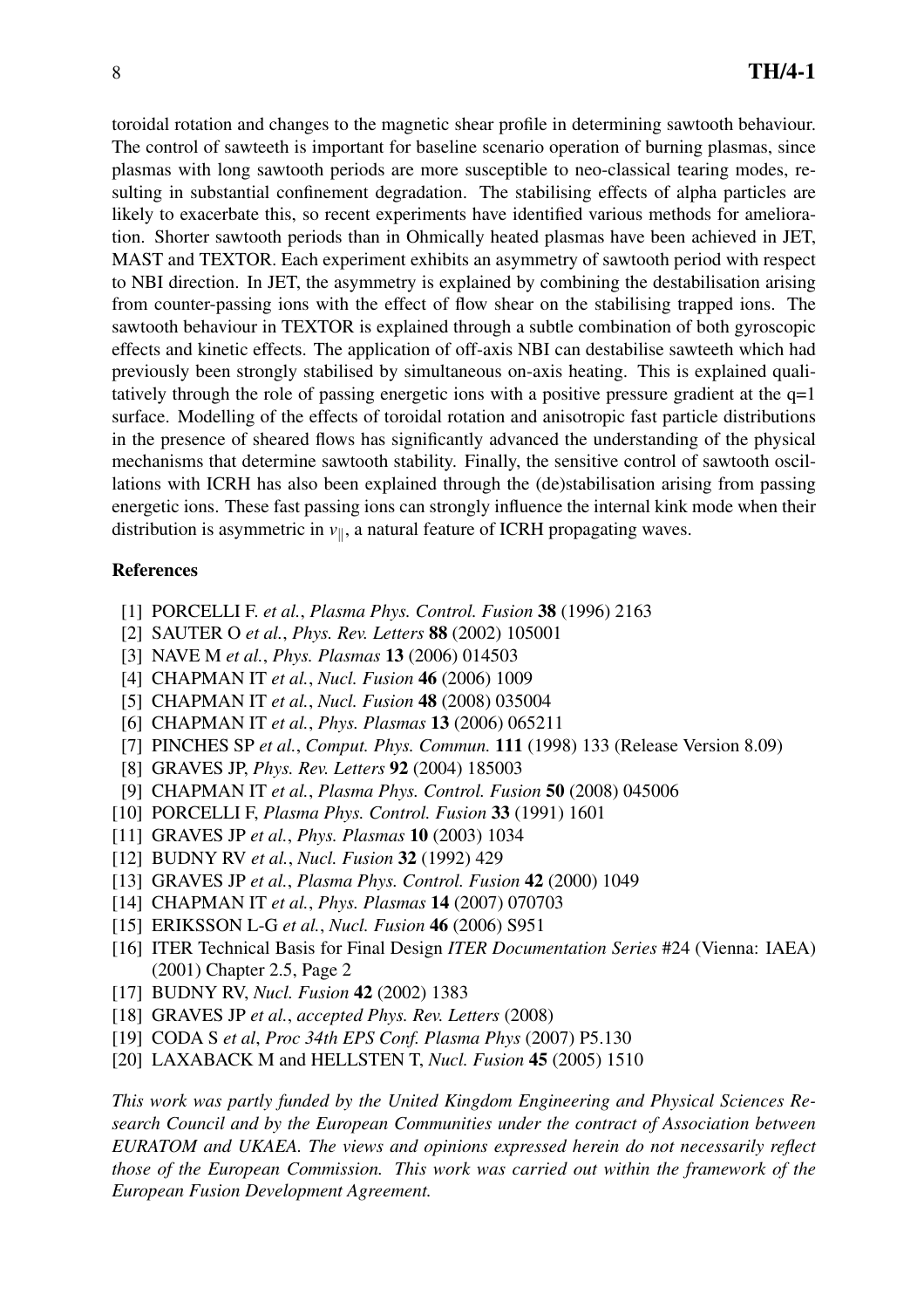toroidal rotation and changes to the magnetic shear profile in determining sawtooth behaviour. The control of sawteeth is important for baseline scenario operation of burning plasmas, since plasmas with long sawtooth periods are more susceptible to neo-classical tearing modes, resulting in substantial confinement degradation. The stabilising effects of alpha particles are likely to exacerbate this, so recent experiments have identified various methods for amelioration. Shorter sawtooth periods than in Ohmically heated plasmas have been achieved in JET, MAST and TEXTOR. Each experiment exhibits an asymmetry of sawtooth period with respect to NBI direction. In JET, the asymmetry is explained by combining the destabilisation arising from counter-passing ions with the effect of flow shear on the stabilising trapped ions. The sawtooth behaviour in TEXTOR is explained through a subtle combination of both gyroscopic effects and kinetic effects. The application of off-axis NBI can destabilise sawteeth which had previously been strongly stabilised by simultaneous on-axis heating. This is explained qualitatively through the role of passing energetic ions with a positive pressure gradient at the q=1 surface. Modelling of the effects of toroidal rotation and anisotropic fast particle distributions in the presence of sheared flows has significantly advanced the understanding of the physical mechanisms that determine sawtooth stability. Finally, the sensitive control of sawtooth oscillations with ICRH has also been explained through the (de)stabilisation arising from passing energetic ions. These fast passing ions can strongly influence the internal kink mode when their distribution is asymmetric in $v_{\|}$, a natural feature of ICRH propagating waves.

## References

[1] PORCELLI F. *et al.*, *Plasma Phys. Control. Fusion* **38** (1996) 2163

[2] SAUTER O *et al.*, *Phys. Rev. Letters* **88** (2002) 105001

[3] NAVE M *et al.*, *Phys. Plasmas* **13** (2006) 014503

[4] CHAPMAN IT *et al.*, *Nucl. Fusion* **46** (2006) 1009

[5] CHAPMAN IT *et al.*, *Nucl. Fusion* **48** (2008) 035004

[6] CHAPMAN IT *et al.*, *Phys. Plasmas* **13** (2006) 065211

[7] PINCHES SP *et al.*, *Comput. Phys. Commun.* **111** (1998) 133 (Release Version 8.09)

[8] GRAVES JP, *Phys. Rev. Letters* **92** (2004) 185003

[9] CHAPMAN IT *et al.*, *Plasma Phys. Control. Fusion* **50** (2008) 045006

[10] PORCELLI F, *Plasma Phys. Control. Fusion* **33** (1991) 1601

[11] GRAVES JP *et al.*, *Phys. Plasmas* **10** (2003) 1034

[12] BUDNY RV *et al.*, *Nucl. Fusion* **32** (1992) 429

[13] GRAVES JP *et al.*, *Plasma Phys. Control. Fusion* **42** (2000) 1049

[14] CHAPMAN IT *et al.*, *Phys. Plasmas* **14** (2007) 070703

[15] ERIKSSON L-G *et al.*, *Nucl. Fusion* **46** (2006) S951

[16] ITER Technical Basis for Final Design *ITER Documentation Series* #24 (Vienna: IAEA) (2001) Chapter 2.5, Page 2

[17] BUDNY RV, *Nucl. Fusion* **42** (2002) 1383

[18] GRAVES JP *et al.*, *accepted Phys. Rev. Letters* (2008)

[19] CODA S *et al*, *Proc 34th EPS Conf. Plasma Phys* (2007) P5.130

[20] LAXABACK M and HELLSTEN T, *Nucl. Fusion* **45** (2005) 1510

*This work was partly funded by the United Kingdom Engineering and Physical Sciences Research Council and by the European Communities under the contract of Association between EURATOM and UKAEA. The views and opinions expressed herein do not necessarily reflect those of the European Commission. This work was carried out within the framework of the European Fusion Development Agreement.*